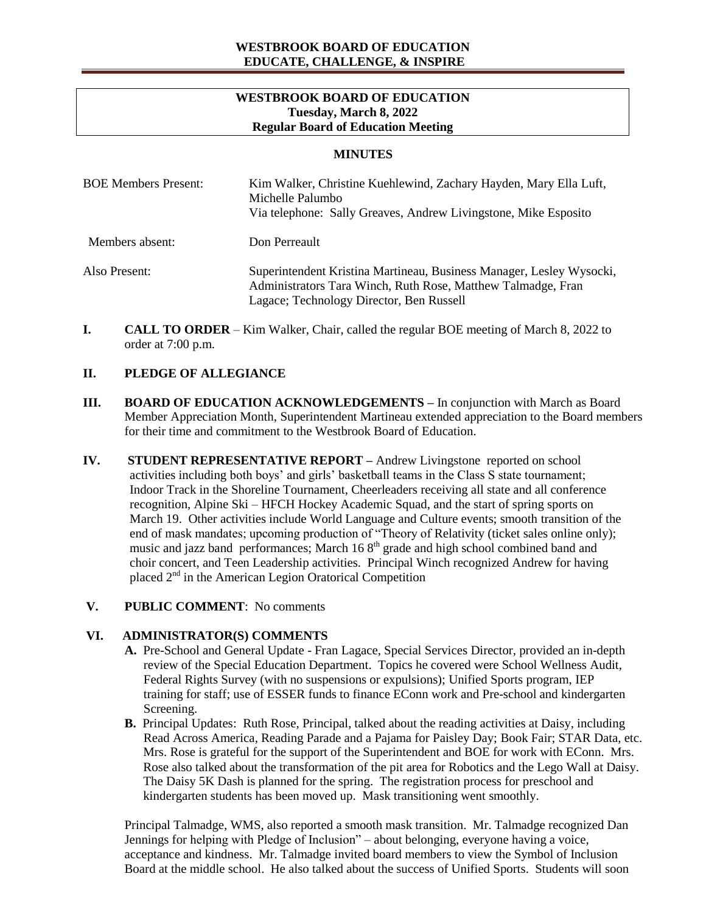# WESTBROOK BOARD OF EDUCATION
## EDUCATE, CHALLENGE, & INSPIRE

**WESTBROOK BOARD OF EDUCATION**
**Tuesday, March 8, 2022**
**Regular Board of Education Meeting**

## MINUTES

| | |
|---|---|
| BOE Members Present: | Kim Walker, Christine Kuehlewind, Zachary Hayden, Mary Ella Luft, Michelle Palumbo<br>Via telephone: Sally Greaves, Andrew Livingstone, Mike Esposito |
| Members absent: | Don Perreault |
| Also Present: | Superintendent Kristina Martineau, Business Manager, Lesley Wysocki, Administrators Tara Winch, Ruth Rose, Matthew Talmadge, Fran Lagace; Technology Director, Ben Russell |

**I. CALL TO ORDER** – Kim Walker, Chair, called the regular BOE meeting of March 8, 2022 to order at 7:00 p.m.

**II. PLEDGE OF ALLEGIANCE**

**III. BOARD OF EDUCATION ACKNOWLEDGEMENTS –** In conjunction with March as Board Member Appreciation Month, Superintendent Martineau extended appreciation to the Board members for their time and commitment to the Westbrook Board of Education.

**IV. STUDENT REPRESENTATIVE REPORT –** Andrew Livingstone reported on school activities including both boys' and girls' basketball teams in the Class S state tournament; Indoor Track in the Shoreline Tournament, Cheerleaders receiving all state and all conference recognition, Alpine Ski – HFCH Hockey Academic Squad, and the start of spring sports on March 19. Other activities include World Language and Culture events; smooth transition of the end of mask mandates; upcoming production of "Theory of Relativity (ticket sales online only); music and jazz band performances; March 16 8th grade and high school combined band and choir concert, and Teen Leadership activities. Principal Winch recognized Andrew for having placed 2nd in the American Legion Oratorical Competition

**V. PUBLIC COMMENT**: No comments

**VI. ADMINISTRATOR(S) COMMENTS**

**A.** Pre-School and General Update - Fran Lagace, Special Services Director, provided an in-depth review of the Special Education Department. Topics he covered were School Wellness Audit, Federal Rights Survey (with no suspensions or expulsions); Unified Sports program, IEP training for staff; use of ESSER funds to finance EConn work and Pre-school and kindergarten Screening.

**B.** Principal Updates: Ruth Rose, Principal, talked about the reading activities at Daisy, including Read Across America, Reading Parade and a Pajama for Paisley Day; Book Fair; STAR Data, etc. Mrs. Rose is grateful for the support of the Superintendent and BOE for work with EConn. Mrs. Rose also talked about the transformation of the pit area for Robotics and the Lego Wall at Daisy. The Daisy 5K Dash is planned for the spring. The registration process for preschool and kindergarten students has been moved up. Mask transitioning went smoothly.

Principal Talmadge, WMS, also reported a smooth mask transition. Mr. Talmadge recognized Dan Jennings for helping with Pledge of Inclusion" – about belonging, everyone having a voice, acceptance and kindness. Mr. Talmadge invited board members to view the Symbol of Inclusion Board at the middle school. He also talked about the success of Unified Sports. Students will soon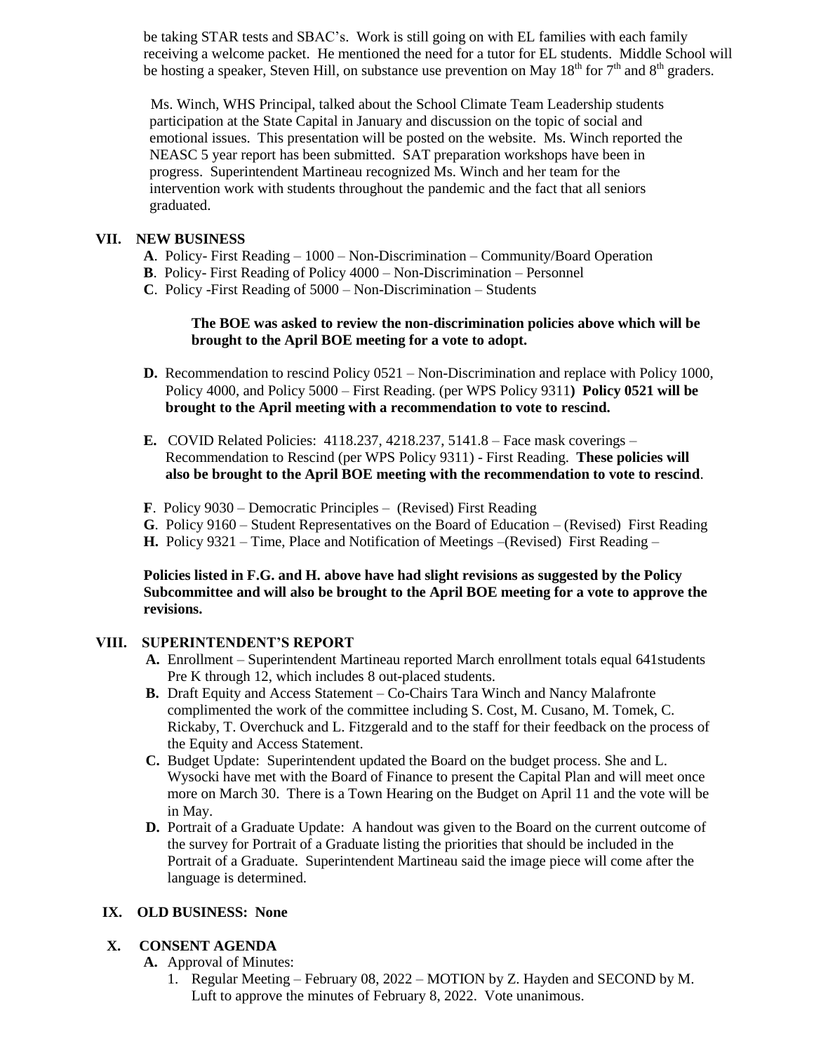be taking STAR tests and SBAC's. Work is still going on with EL families with each family receiving a welcome packet. He mentioned the need for a tutor for EL students. Middle School will be hosting a speaker, Steven Hill, on substance use prevention on May 18th for 7th and 8th graders.

Ms. Winch, WHS Principal, talked about the School Climate Team Leadership students participation at the State Capital in January and discussion on the topic of social and emotional issues. This presentation will be posted on the website. Ms. Winch reported the NEASC 5 year report has been submitted. SAT preparation workshops have been in progress. Superintendent Martineau recognized Ms. Winch and her team for the intervention work with students throughout the pandemic and the fact that all seniors graduated.

## VII. NEW BUSINESS

**A**. Policy- First Reading – 1000 – Non-Discrimination – Community/Board Operation
**B**. Policy- First Reading of Policy 4000 – Non-Discrimination – Personnel
**C**. Policy -First Reading of 5000 – Non-Discrimination – Students

**The BOE was asked to review the non-discrimination policies above which will be brought to the April BOE meeting for a vote to adopt.**

**D.** Recommendation to rescind Policy 0521 – Non-Discrimination and replace with Policy 1000, Policy 4000, and Policy 5000 – First Reading. (per WPS Policy 9311**) Policy 0521 will be brought to the April meeting with a recommendation to vote to rescind.**

**E.** COVID Related Policies: 4118.237, 4218.237, 5141.8 – Face mask coverings – Recommendation to Rescind (per WPS Policy 9311) - First Reading. **These policies will also be brought to the April BOE meeting with the recommendation to vote to rescind**.

**F**. Policy 9030 – Democratic Principles – (Revised) First Reading
**G**. Policy 9160 – Student Representatives on the Board of Education – (Revised) First Reading
**H.** Policy 9321 – Time, Place and Notification of Meetings –(Revised) First Reading –

**Policies listed in F.G. and H. above have had slight revisions as suggested by the Policy Subcommittee and will also be brought to the April BOE meeting for a vote to approve the revisions.**

## VIII. SUPERINTENDENT'S REPORT

**A.** Enrollment – Superintendent Martineau reported March enrollment totals equal 641students Pre K through 12, which includes 8 out-placed students.

**B.** Draft Equity and Access Statement – Co-Chairs Tara Winch and Nancy Malafronte complimented the work of the committee including S. Cost, M. Cusano, M. Tomek, C. Rickaby, T. Overchuck and L. Fitzgerald and to the staff for their feedback on the process of the Equity and Access Statement.

**C.** Budget Update: Superintendent updated the Board on the budget process. She and L. Wysocki have met with the Board of Finance to present the Capital Plan and will meet once more on March 30. There is a Town Hearing on the Budget on April 11 and the vote will be in May.

**D.** Portrait of a Graduate Update: A handout was given to the Board on the current outcome of the survey for Portrait of a Graduate listing the priorities that should be included in the Portrait of a Graduate. Superintendent Martineau said the image piece will come after the language is determined.

## IX. OLD BUSINESS: None

## X. CONSENT AGENDA

**A.** Approval of Minutes:

1. Regular Meeting – February 08, 2022 – MOTION by Z. Hayden and SECOND by M. Luft to approve the minutes of February 8, 2022. Vote unanimous.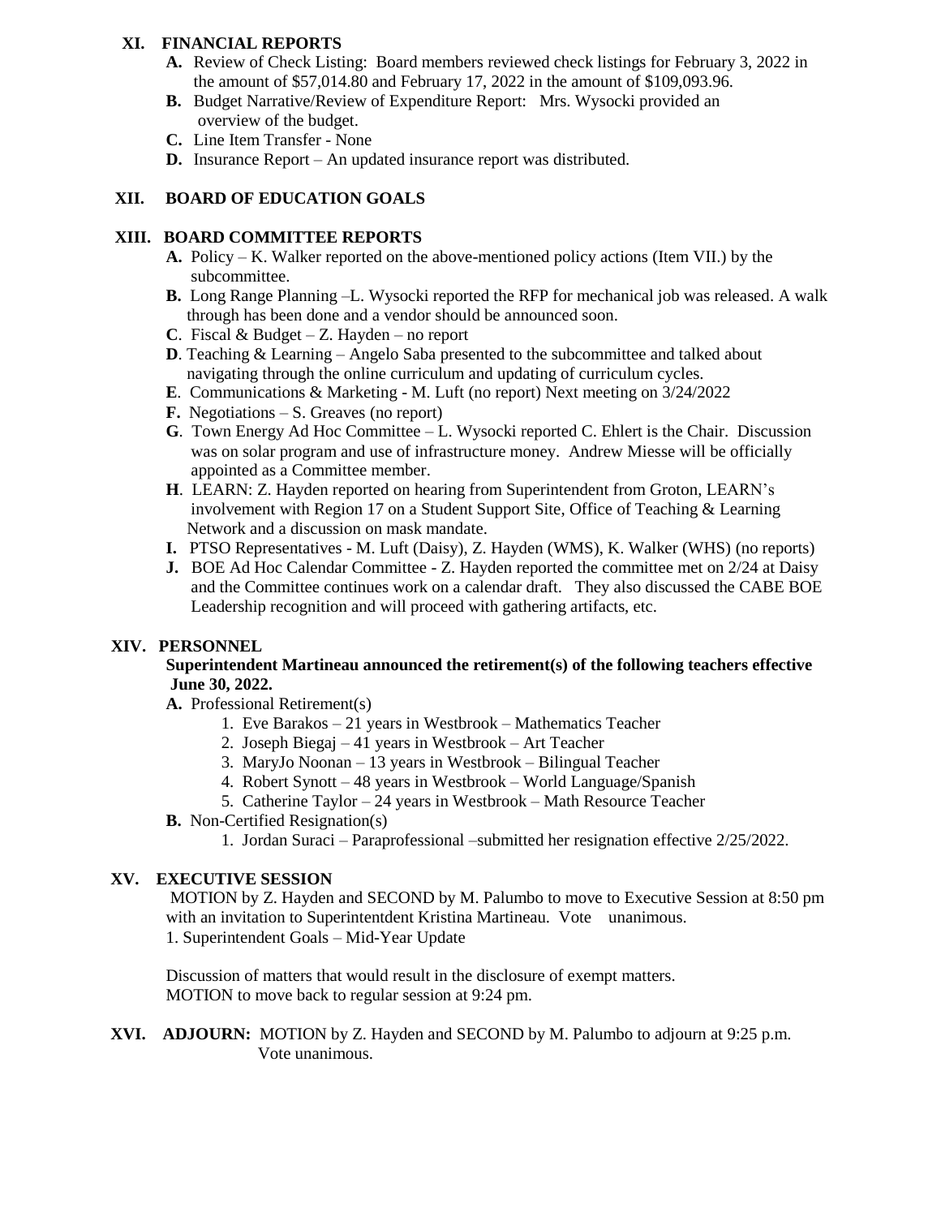## XI. FINANCIAL REPORTS

**A.** Review of Check Listing: Board members reviewed check listings for February 3, 2022 in the amount of $57,014.80 and February 17, 2022 in the amount of $109,093.96.

**B.** Budget Narrative/Review of Expenditure Report: Mrs. Wysocki provided an overview of the budget.

**C.** Line Item Transfer - None

**D.** Insurance Report – An updated insurance report was distributed.

## XII. BOARD OF EDUCATION GOALS

## XIII. BOARD COMMITTEE REPORTS

**A.** Policy – K. Walker reported on the above-mentioned policy actions (Item VII.) by the subcommittee.

**B.** Long Range Planning –L. Wysocki reported the RFP for mechanical job was released. A walk through has been done and a vendor should be announced soon.

**C**. Fiscal & Budget – Z. Hayden – no report

**D**. Teaching & Learning – Angelo Saba presented to the subcommittee and talked about navigating through the online curriculum and updating of curriculum cycles.

**E**. Communications & Marketing - M. Luft (no report) Next meeting on 3/24/2022

**F.** Negotiations – S. Greaves (no report)

**G**. Town Energy Ad Hoc Committee – L. Wysocki reported C. Ehlert is the Chair. Discussion was on solar program and use of infrastructure money. Andrew Miesse will be officially appointed as a Committee member.

**H**. LEARN: Z. Hayden reported on hearing from Superintendent from Groton, LEARN's involvement with Region 17 on a Student Support Site, Office of Teaching & Learning Network and a discussion on mask mandate.

**I.** PTSO Representatives - M. Luft (Daisy), Z. Hayden (WMS), K. Walker (WHS) (no reports)

**J.** BOE Ad Hoc Calendar Committee - Z. Hayden reported the committee met on 2/24 at Daisy and the Committee continues work on a calendar draft. They also discussed the CABE BOE Leadership recognition and will proceed with gathering artifacts, etc.

## XIV. PERSONNEL

**Superintendent Martineau announced the retirement(s) of the following teachers effective June 30, 2022.**

**A.** Professional Retirement(s)

1. Eve Barakos – 21 years in Westbrook – Mathematics Teacher
2. Joseph Biegaj – 41 years in Westbrook – Art Teacher
3. MaryJo Noonan – 13 years in Westbrook – Bilingual Teacher
4. Robert Synott – 48 years in Westbrook – World Language/Spanish
5. Catherine Taylor – 24 years in Westbrook – Math Resource Teacher

**B.** Non-Certified Resignation(s)

1. Jordan Suraci – Paraprofessional –submitted her resignation effective 2/25/2022.

## XV. EXECUTIVE SESSION

MOTION by Z. Hayden and SECOND by M. Palumbo to move to Executive Session at 8:50 pm with an invitation to Superintentdent Kristina Martineau. Vote unanimous.

1. Superintendent Goals – Mid-Year Update

Discussion of matters that would result in the disclosure of exempt matters.
MOTION to move back to regular session at 9:24 pm.

## XVI. ADJOURN:

MOTION by Z. Hayden and SECOND by M. Palumbo to adjourn at 9:25 p.m. Vote unanimous.